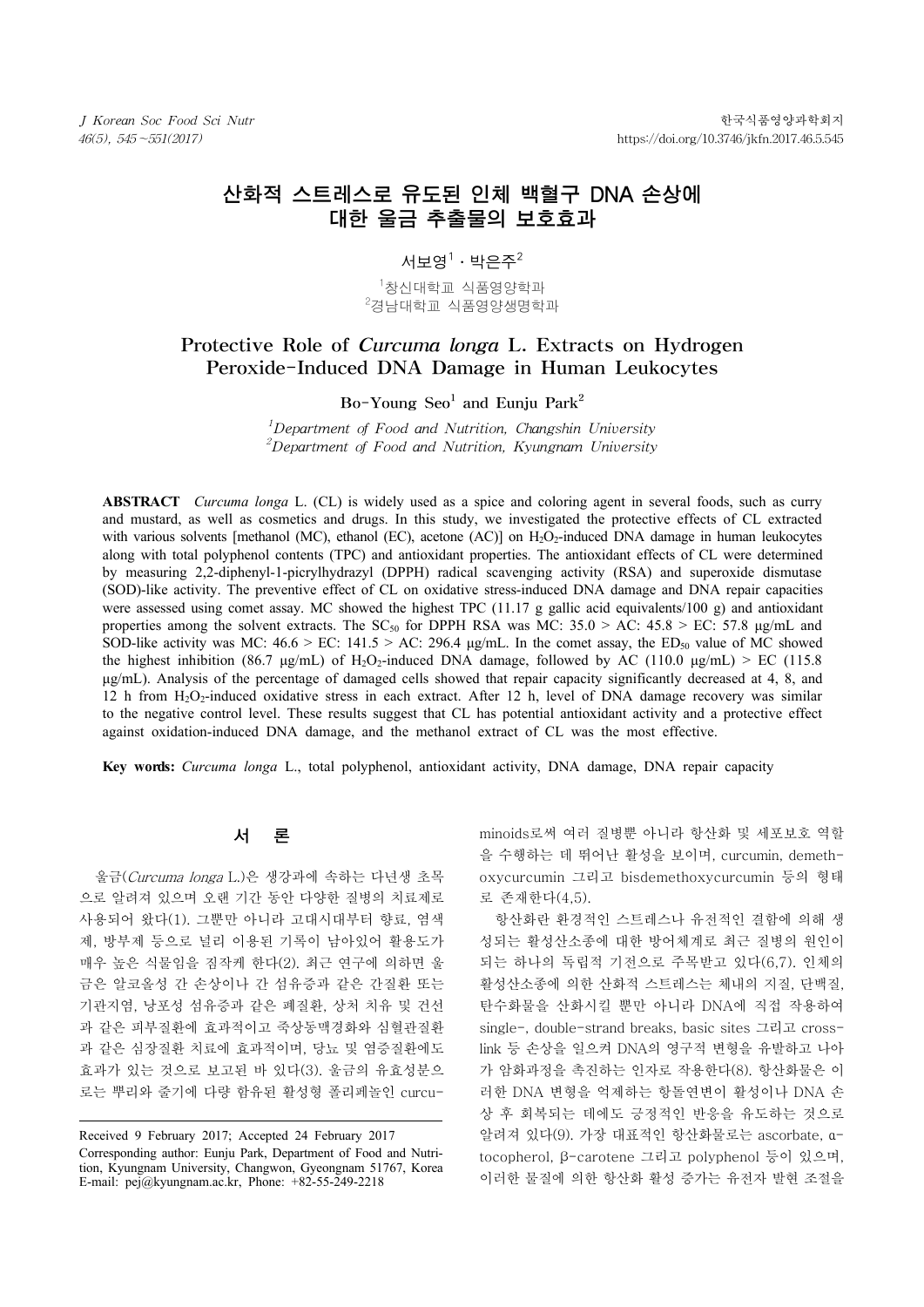# 산화적 스트레스로 유도된 인체 백혈구 DNA 손상에 대한 울금 추출물의 보호효과

서보영[1] · 박은주[2]

[1]창신대학교 식품영양학과
[2]경남대학교 식품영양생명학과

# Protective Role of *Curcuma longa* L. Extracts on Hydrogen Peroxide-Induced DNA Damage in Human Leukocytes

Bo-Young Seo[1] and Eunju Park[2]

[1]*Department of Food and Nutrition, Changshin University*
[2]*Department of Food and Nutrition, Kyungnam University*

**ABSTRACT** *Curcuma longa* L. (CL) is widely used as a spice and coloring agent in several foods, such as curry and mustard, as well as cosmetics and drugs. In this study, we investigated the protective effects of CL extracted with various solvents [methanol (MC), ethanol (EC), acetone (AC)] on $H_2O_2$-induced DNA damage in human leukocytes along with total polyphenol contents (TPC) and antioxidant properties. The antioxidant effects of CL were determined by measuring 2,2-diphenyl-1-picrylhydrazyl (DPPH) radical scavenging activity (RSA) and superoxide dismutase (SOD)-like activity. The preventive effect of CL on oxidative stress-induced DNA damage and DNA repair capacities were assessed using comet assay. MC showed the highest TPC (11.17 g gallic acid equivalents/100 g) and antioxidant properties among the solvent extracts. The $SC_{50}$ for DPPH RSA was MC: 35.0 > AC: 45.8 > EC: 57.8 μg/mL and SOD-like activity was MC: 46.6 > EC: 141.5 > AC: 296.4 μg/mL. In the comet assay, the $ED_{50}$ value of MC showed the highest inhibition (86.7 μg/mL) of $H_2O_2$-induced DNA damage, followed by AC (110.0 μg/mL) > EC (115.8 μg/mL). Analysis of the percentage of damaged cells showed that repair capacity significantly decreased at 4, 8, and 12 h from $H_2O_2$-induced oxidative stress in each extract. After 12 h, level of DNA damage recovery was similar to the negative control level. These results suggest that CL has potential antioxidant activity and a protective effect against oxidation-induced DNA damage, and the methanol extract of CL was the most effective.

**Key words:** *Curcuma longa* L., total polyphenol, antioxidant activity, DNA damage, DNA repair capacity

## 서 론

울금(*Curcuma longa* L.)은 생강과에 속하는 다년생 초목으로 알려져 있으며 오랜 기간 동안 다양한 질병의 치료제로 사용되어 왔다(1). 그뿐만 아니라 고대시대부터 향료, 염색제, 방부제 등으로 널리 이용된 기록이 남아있어 활용도가 매우 높은 식물임을 짐작케 한다(2). 최근 연구에 의하면 울금은 알코올성 간 손상이나 간 섬유증과 같은 간질환 또는 기관지염, 낭포성 섬유증과 같은 폐질환, 상처 치유 및 건선과 같은 피부질환에 효과적이고 죽상동맥경화와 심혈관질환과 같은 심장질환 치료에 효과적이며, 당뇨 및 염증질환에도 효과가 있는 것으로 보고된 바 있다(3). 울금의 유효성분으로는 뿌리와 줄기에 다량 함유된 활성형 폴리페놀인 curcuminoids로써 여러 질병뿐 아니라 항산화 및 세포보호 역할을 수행하는 데 뛰어난 활성을 보이며, curcumin, demethoxycurcumin 그리고 bisdemethoxycurcumin 등의 형태로 존재한다(4,5).

항산화란 환경적인 스트레스나 유전적인 결함에 의해 생성되는 활성산소종에 대한 방어체계로 최근 질병의 원인이 되는 하나의 독립적 기전으로 주목받고 있다(6,7). 인체의 활성산소종에 의한 산화적 스트레스는 체내의 지질, 단백질, 탄수화물을 산화시킬 뿐만 아니라 DNA에 직접 작용하여 single-, double-strand breaks, basic sites 그리고 cross-link 등 손상을 일으켜 DNA의 영구적 변형을 유발하고 나아가 암화과정을 촉진하는 인자로 작용한다(8). 항산화물은 이러한 DNA 변형을 억제하는 항돌연변이 활성이나 DNA 손상 후 회복되는 데에도 긍정적인 반응을 유도하는 것으로 알려져 있다(9). 가장 대표적인 항산화물로는 ascorbate, α-tocopherol, β-carotene 그리고 polyphenol 등이 있으며, 이러한 물질에 의한 항산화 활성 증가는 유전자 발현 조절을

Received 9 February 2017; Accepted 24 February 2017
Corresponding author: Eunju Park, Department of Food and Nutrition, Kyungnam University, Changwon, Gyeongnam 51767, Korea
E-mail: pej@kyungnam.ac.kr, Phone: +82-55-249-2218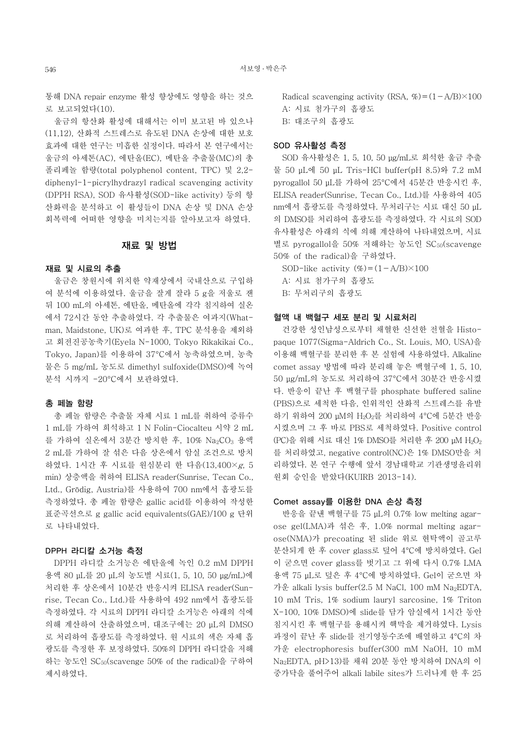통해 DNA repair enzyme 활성 향상에도 영향을 하는 것으로 보고되었다(10).

울금의 항산화 활성에 대해서는 이미 보고된 바 있으나(11,12), 산화적 스트레스로 유도된 DNA 손상에 대한 보호 효과에 대한 연구는 미흡한 실정이다. 따라서 본 연구에서는 울금의 아세톤(AC), 에탄올(EC), 메탄올 추출물(MC)의 총 폴리페놀 함량(total polyphenol content, TPC) 및 2,2-diphenyl-1-picrylhydrazyl radical scavenging activity (DPPH RSA), SOD 유사활성(SOD-like activity) 등의 항산화력을 분석하고 이 활성들이 DNA 손상 및 DNA 손상 회복력에 어떠한 영향을 미치는지를 알아보고자 하였다.

## 재료 및 방법

### 재료 및 시료의 추출

울금은 창원시에 위치한 약재상에서 국내산으로 구입하여 분석에 이용하였다. 울금을 잘게 잘라 5 g을 저울로 잰 뒤 100 mL의 아세톤, 에탄올, 메탄올에 각각 침지하여 실온에서 72시간 동안 추출하였다. 각 추출물은 여과지(Whatman, Maidstone, UK)로 여과한 후, TPC 분석용을 제외하고 회전진공농축기(Eyela N-1000, Tokyo Rikakikai Co., Tokyo, Japan)를 이용하여 37°C에서 농축하였으며, 농축물은 5 mg/mL 농도로 dimethyl sulfoxide(DMSO)에 녹여 분석 시까지 -20°C에서 보관하였다.

### 총 페놀 함량

총 페놀 함량은 추출물 자체 시료 1 mL를 취하여 증류수 1 mL를 가하여 희석하고 1 N Folin-Ciocalteu 시약 2 mL를 가하여 실온에서 3분간 방치한 후, 10% $Na_2CO_3$ 용액 2 mL를 가하여 잘 섞은 다음 상온에서 암실 조건으로 방치하였다. 1시간 후 시료를 원심분리 한 다음(13,400×$g$, 5 min) 상층액을 취하여 ELISA reader(Sunrise, Tecan Co., Ltd., Grödig, Austria)를 사용하여 700 nm에서 흡광도를 측정하였다. 총 페놀 함량은 gallic acid를 이용하여 작성한 표준곡선으로 g gallic acid equivalents(GAE)/100 g 단위로 나타내었다.

### DPPH 라디칼 소거능 측정

DPPH 라디칼 소거능은 에탄올에 녹인 0.2 mM DPPH 용액 80 μL를 20 μL의 농도별 시료(1, 5, 10, 50 μg/mL)에 처리한 후 상온에서 10분간 반응시켜 ELISA reader(Sunrise, Tecan Co., Ltd.)를 사용하여 492 nm에서 흡광도를 측정하였다. 각 시료의 DPPH 라디칼 소거능은 아래의 식에 의해 계산하여 산출하였으며, 대조구에는 20 μL의 DMSO로 처리하여 흡광도를 측정하였다. 원 시료의 색은 자체 흡광도를 측정한 후 보정하였다. 50%의 DPPH 라디칼을 저해하는 농도인 $SC_{50}$(scavenge 50% of the radical)을 구하여 제시하였다.

Radical scavenging activity (RSA, %) = $(1-A/B)\times100$

A: 시료 첨가구의 흡광도

B: 대조구의 흡광도

### SOD 유사활성 측정

SOD 유사활성은 1, 5, 10, 50 μg/mL로 희석한 울금 추출물 50 μL에 50 μL Tris-HCl buffer(pH 8.5)와 7.2 mM pyrogallol 50 μL를 가하여 25°C에서 45분간 반응시킨 후, ELISA reader(Sunrise, Tecan Co., Ltd.)를 사용하여 405 nm에서 흡광도를 측정하였다. 무처리구는 시료 대신 50 μL의 DMSO를 처리하여 흡광도를 측정하였다. 각 시료의 SOD 유사활성은 아래의 식에 의해 계산하여 나타내었으며, 시료별로 pyrogallol을 50% 저해하는 농도인 $SC_{50}$(scavenge 50% of the radical)을 구하였다.

SOD-like activity (%) = $(1-A/B)\times100$

A: 시료 첨가구의 흡광도

B: 무처리구의 흡광도

### 혈액 내 백혈구 세포 분리 및 시료처리

건강한 성인남성으로부터 채혈한 신선한 전혈을 Histopaque 1077(Sigma-Aldrich Co., St. Louis, MO, USA)을 이용해 백혈구를 분리한 후 본 실험에 사용하였다. Alkaline comet assay 방법에 따라 분리해 놓은 백혈구에 1, 5, 10, 50 μg/mL의 농도로 처리하여 37°C에서 30분간 반응시켰다. 반응이 끝난 후 백혈구를 phosphate buffered saline (PBS)으로 세척한 다음, 인위적인 산화적 스트레스를 유발하기 위하여 200 μM의 $H_2O_2$를 처리하여 4°C에 5분간 반응시켰으며 그 후 바로 PBS로 세척하였다. Positive control (PC)을 위해 시료 대신 1% DMSO를 처리한 후 200 μM $H_2O_2$를 처리하였고, negative control(NC)은 1% DMSO만을 처리하였다. 본 연구 수행에 앞서 경남대학교 기관생명윤리위원회 승인을 받았다(KUIRB 2013-14).

### Comet assay를 이용한 DNA 손상 측정

반응을 끝낸 백혈구를 75 μL의 0.7% low melting agarose gel(LMA)과 섞은 후, 1.0% normal melting agarose(NMA)가 precoating 된 slide 위로 현탁액이 골고루 분산되게 한 후 cover glass로 덮어 4°C에 방치하였다. Gel이 굳으면 cover glass를 벗기고 그 위에 다시 0.7% LMA 용액 75 μL로 덮은 후 4°C에 방치하였다. Gel이 굳으면 차가운 alkali lysis buffer(2.5 M NaCl, 100 mM $Na_2EDTA$, 10 mM Tris, 1% sodium lauryl sarcosine, 1% Triton X-100, 10% DMSO)에 slide를 담가 암실에서 1시간 동안 침지시킨 후 백혈구를 용해시켜 핵막을 제거하였다. Lysis 과정이 끝난 후 slide를 전기영동수조에 배열하고 4°C의 차가운 electrophoresis buffer(300 mM NaOH, 10 mM $Na_2EDTA$, pH>13)를 채워 20분 동안 방치하여 DNA의 이중가닥을 풀어주어 alkali labile sites가 드러나게 한 후 25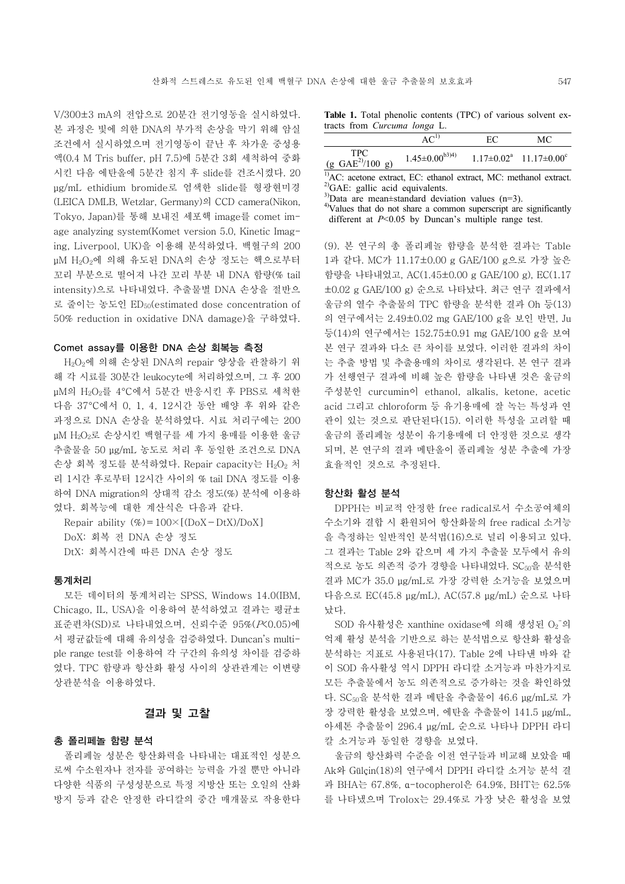V/300±3 mA의 전압으로 20분간 전기영동을 실시하였다. 본 과정은 빛에 의한 DNA의 부가적 손상을 막기 위해 암실 조건에서 실시하였으며 전기영동이 끝난 후 차가운 중성용액(0.4 M Tris buffer, pH 7.5)에 5분간 3회 세척하여 중화시킨 다음 에탄올에 5분간 침지 후 slide를 건조시켰다. 20 μg/mL ethidium bromide로 염색한 slide를 형광현미경(LEICA DMLB, Wetzlar, Germany)의 CCD camera(Nikon, Tokyo, Japan)를 통해 보내진 세포핵 image를 comet image analyzing system(Komet version 5.0, Kinetic Imaging, Liverpool, UK)을 이용해 분석하였다. 백혈구의 200 μM $H_2O_2$에 의해 유도된 DNA의 손상 정도는 핵으로부터 꼬리 부분으로 떨어져 나간 꼬리 부분 내 DNA 함량(% tail intensity)으로 나타내었다. 추출물별 DNA 손상을 절반으로 줄이는 농도인 $ED_{50}$(estimated dose concentration of 50% reduction in oxidative DNA damage)을 구하였다.

### Comet assay를 이용한 DNA 손상 회복능 측정

$H_2O_2$에 의해 손상된 DNA의 repair 양상을 관찰하기 위해 각 시료를 30분간 leukocyte에 처리하였으며, 그 후 200 μM의 $H_2O_2$를 4°C에서 5분간 반응시킨 후 PBS로 세척한 다음 37°C에서 0, 1, 4, 12시간 동안 배양 후 위와 같은 과정으로 DNA 손상을 분석하였다. 시료 처리구에는 200 μM $H_2O_2$로 손상시킨 백혈구를 세 가지 용매를 이용한 울금 추출물을 50 μg/mL 농도로 처리 후 동일한 조건으로 DNA 손상 회복 정도를 분석하였다. Repair capacity는 $H_2O_2$ 처리 1시간 후로부터 12시간 사이의 % tail DNA 정도를 이용하여 DNA migration의 상대적 감소 정도(%) 분석에 이용하였다. 회복능에 대한 계산식은 다음과 같다.

$$\text{Repair ability (\%)} = 100 \times [(\text{DoX} - \text{DtX})/\text{DoX}]$$

DoX: 회복 전 DNA 손상 정도

DtX: 회복시간에 따른 DNA 손상 정도

### 통계처리

모든 데이터의 통계처리는 SPSS, Windows 14.0(IBM, Chicago, IL, USA)을 이용하여 분석하였고 결과는 평균±표준편차(SD)로 나타내었으며, 신뢰수준 95%($P<0.05$)에서 평균값들에 대해 유의성을 검증하였다. Duncan's multiple range test를 이용하여 각 구간의 유의성 차이를 검증하였다. TPC 함량과 항산화 활성 사이의 상관관계는 이변량 상관분석을 이용하였다.

## 결과 및 고찰

### 총 폴리페놀 함량 분석

폴리페놀 성분은 항산화력을 나타내는 대표적인 성분으로써 수소원자나 전자를 공여하는 능력을 가질 뿐만 아니라 다양한 식품의 구성성분으로 특정 지방산 또는 오일의 산화방지 등과 같은 안정한 라디칼의 중간 매개물로 작용한다 (9). 본 연구의 총 폴리페놀 함량을 분석한 결과는 Table 1과 같다. MC가 11.17±0.00 g GAE/100 g으로 가장 높은 함량을 나타내었고, AC(1.45±0.00 g GAE/100 g), EC(1.17±0.02 g GAE/100 g) 순으로 나타났다. 최근 연구 결과에서 울금의 열수 추출물의 TPC 함량을 분석한 결과 Oh 등(13)의 연구에서는 2.49±0.02 mg GAE/100 g을 보인 반면, Ju 등(14)의 연구에서는 152.75±0.91 mg GAE/100 g을 보여 본 연구 결과와 다소 큰 차이를 보였다. 이러한 결과의 차이는 추출 방법 및 추출용매의 차이로 생각된다. 본 연구 결과가 선행연구 결과에 비해 높은 함량을 나타낸 것은 울금의 주성분인 curcumin이 ethanol, alkalis, ketone, acetic acid 그리고 chloroform 등 유기용매에 잘 녹는 특성과 연관이 있는 것으로 판단된다(15). 이러한 특성을 고려할 때 울금의 폴리페놀 성분이 유기용매에 더 안정한 것으로 생각되며, 본 연구의 결과 메탄올이 폴리페놀 성분 추출에 가장 효율적인 것으로 추정된다.

**Table 1.** Total phenolic contents (TPC) of various solvent extracts from *Curcuma longa* L.

| | AC[1)] | EC | MC |
|---|---|---|---|
| TPC (g GAE[2)]/100 g) | 1.45±0.00[b3)4)] | 1.17±0.02[a] | 11.17±0.00[c] |

[1)]AC: acetone extract, EC: ethanol extract, MC: methanol extract.
[2)]GAE: gallic acid equivalents.
[3)]Data are mean±standard deviation values (n=3).
[4)]Values that do not share a common superscript are significantly different at $P<0.05$ by Duncan's multiple range test.

### 항산화 활성 분석

DPPH는 비교적 안정한 free radical로서 수소공여체의 수소기와 결합 시 환원되어 항산화물의 free radical 소거능을 측정하는 일반적인 분석법(16)으로 널리 이용되고 있다. 그 결과는 Table 2와 같으며 세 가지 추출물 모두에서 유의적으로 농도 의존적 증가 경향을 나타내었다. $SC_{50}$을 분석한 결과 MC가 35.0 μg/mL로 가장 강력한 소거능을 보였으며 다음으로 EC(45.8 μg/mL), AC(57.8 μg/mL) 순으로 나타났다.

SOD 유사활성은 xanthine oxidase에 의해 생성된 $O_2^-$의 억제 활성 분석을 기반으로 하는 분석법으로 항산화 활성을 분석하는 지표로 사용된다(17). Table 2에 나타낸 바와 같이 SOD 유사활성 역시 DPPH 라디칼 소거능과 마찬가지로 모든 추출물에서 농도 의존적으로 증가하는 것을 확인하였다. $SC_{50}$을 분석한 결과 메탄올 추출물이 46.6 μg/mL로 가장 강력한 활성을 보였으며, 에탄올 추출물이 141.5 μg/mL, 아세톤 추출물이 296.4 μg/mL 순으로 나타나 DPPH 라디칼 소거능과 동일한 경향을 보였다.

울금의 항산화력 수준을 이전 연구들과 비교해 보았을 때 Ak와 Gülçin(18)의 연구에서 DPPH 라디칼 소거능 분석 결과 BHA는 67.8%, α-tocopherol은 64.9%, BHT는 62.5%를 나타냈으며 Trolox는 29.4%로 가장 낮은 활성을 보였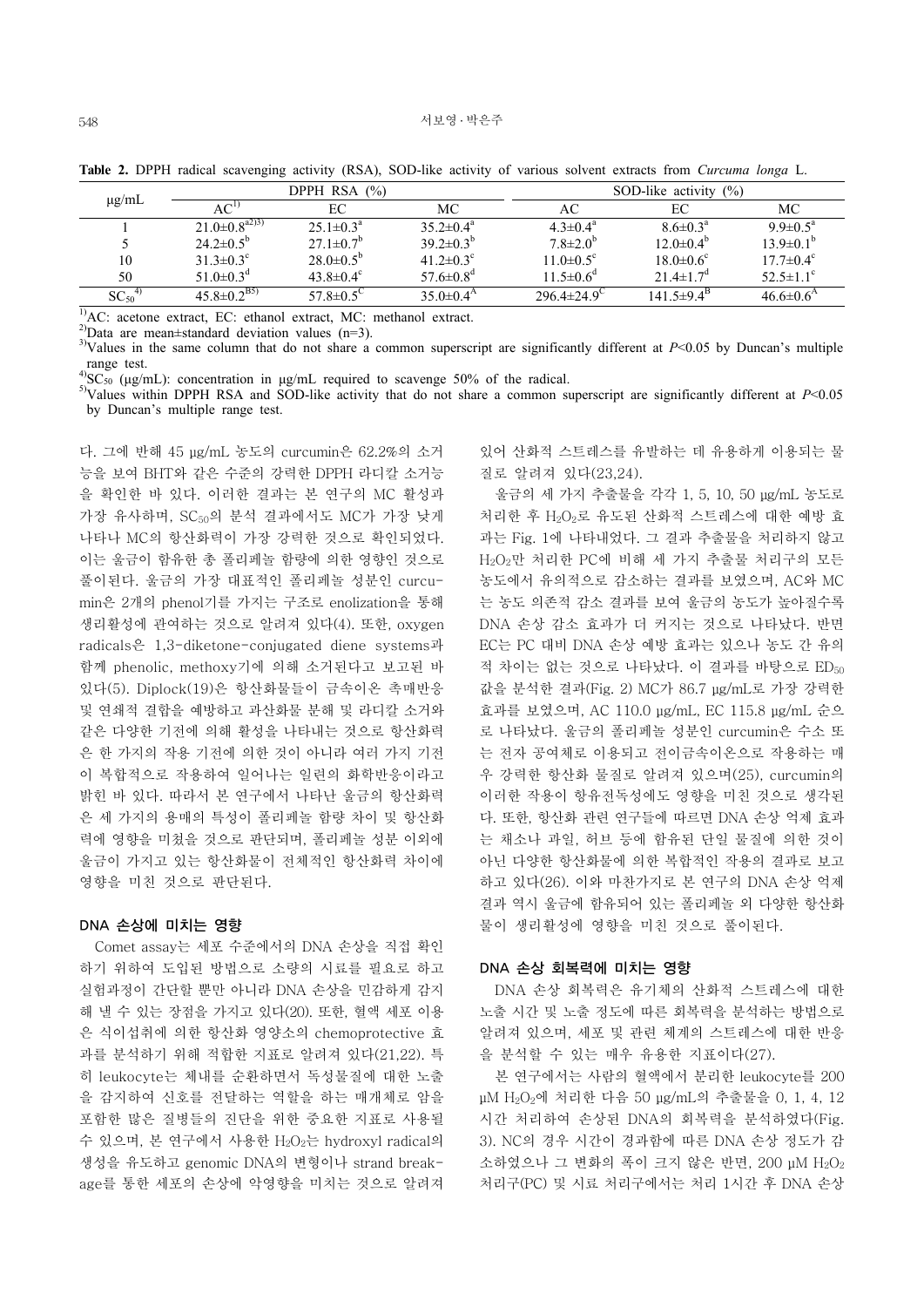**Table 2.** DPPH radical scavenging activity (RSA), SOD-like activity of various solvent extracts from *Curcuma longa* L.

| μg/mL | DPPH RSA (%) | | | SOD-like activity (%) | | |
|---|---|---|---|---|---|---|
| | AC[1)] | EC | MC | AC | EC | MC |
| 1 | 21.0±0.8[a2)3)] | 25.1±0.3[a] | 35.2±0.4[a] | 4.3±0.4[a] | 8.6±0.3[a] | 9.9±0.5[a] |
| 5 | 24.2±0.5[b] | 27.1±0.7[b] | 39.2±0.3[b] | 7.8±2.0[b] | 12.0±0.4[b] | 13.9±0.1[b] |
| 10 | 31.3±0.3[c] | 28.0±0.5[b] | 41.2±0.3[c] | 11.0±0.5[c] | 18.0±0.6[c] | 17.7±0.4[c] |
| 50 | 51.0±0.3[d] | 43.8±0.4[c] | 57.6±0.8[d] | 11.5±0.6[d] | 21.4±1.7[d] | 52.5±1.1[c] |
| $SC_{50}$[4)] | 45.8±0.2[B5)] | 57.8±0.5[C] | 35.0±0.4[A] | 296.4±24.9[C] | 141.5±9.4[B] | 46.6±0.6[A] |

[1)]AC: acetone extract, EC: ethanol extract, MC: methanol extract.
[2)]Data are mean±standard deviation values (n=3).
[3)]Values in the same column that do not share a common superscript are significantly different at $P<0.05$ by Duncan's multiple range test.
[4)]$SC_{50}$ (μg/mL): concentration in μg/mL required to scavenge 50% of the radical.
[5)]Values within DPPH RSA and SOD-like activity that do not share a common superscript are significantly different at $P<0.05$ by Duncan's multiple range test.

다. 그에 반해 45 μg/mL 농도의 curcumin은 62.2%의 소거능을 보여 BHT와 같은 수준의 강력한 DPPH 라디칼 소거능을 확인한 바 있다. 이러한 결과는 본 연구의 MC 활성과 가장 유사하며, $SC_{50}$의 분석 결과에서도 MC가 가장 낮게 나타나 MC의 항산화력이 가장 강력한 것으로 확인되었다. 이는 울금이 함유한 총 폴리페놀 함량에 의한 영향인 것으로 풀이된다. 울금의 가장 대표적인 폴리페놀 성분인 curcumin은 2개의 phenol기를 가지는 구조로 enolization을 통해 생리활성에 관여하는 것으로 알려져 있다(4). 또한, oxygen radicals은 1,3-diketone-conjugated diene systems과 함께 phenolic, methoxy기에 의해 소거된다고 보고된 바 있다(5). Diplock(19)은 항산화물들이 금속이온 촉매반응 및 연쇄적 결합을 예방하고 과산화물 분해 및 라디칼 소거와 같은 다양한 기전에 의해 활성을 나타내는 것으로 항산화력은 한 가지의 작용 기전에 의한 것이 아니라 여러 가지 기전이 복합적으로 작용하여 일어나는 일련의 화학반응이라고 밝힌 바 있다. 따라서 본 연구에서 나타난 울금의 항산화력은 세 가지의 용매의 특성이 폴리페놀 함량 차이 및 항산화력에 영향을 미쳤을 것으로 판단되며, 폴리페놀 성분 이외에 울금이 가지고 있는 항산화물이 전체적인 항산화력 차이에 영향을 미친 것으로 판단된다.

### DNA 손상에 미치는 영향

Comet assay는 세포 수준에서의 DNA 손상을 직접 확인하기 위하여 도입된 방법으로 소량의 시료를 필요로 하고 실험과정이 간단할 뿐만 아니라 DNA 손상을 민감하게 감지해 낼 수 있는 장점을 가지고 있다(20). 또한, 혈액 세포 이용은 식이섭취에 의한 항산화 영양소의 chemoprotective 효과를 분석하기 위해 적합한 지표로 알려져 있다(21,22). 특히 leukocyte는 체내를 순환하면서 독성물질에 대한 노출을 감지하여 신호를 전달하는 역할을 하는 매개체로 암을 포함한 많은 질병들의 진단을 위한 중요한 지표로 사용될 수 있으며, 본 연구에서 사용한 $H_2O_2$는 hydroxyl radical의 생성을 유도하고 genomic DNA의 변형이나 strand breakage를 통한 세포의 손상에 악영향을 미치는 것으로 알려져 있어 산화적 스트레스를 유발하는 데 유용하게 이용되는 물질로 알려져 있다(23,24).

울금의 세 가지 추출물을 각각 1, 5, 10, 50 μg/mL 농도로 처리한 후 $H_2O_2$로 유도된 산화적 스트레스에 대한 예방 효과는 Fig. 1에 나타내었다. 그 결과 추출물을 처리하지 않고 $H_2O_2$만 처리한 PC에 비해 세 가지 추출물 처리구의 모든 농도에서 유의적으로 감소하는 결과를 보였으며, AC와 MC는 농도 의존적 감소 결과를 보여 울금의 농도가 높아질수록 DNA 손상 감소 효과가 더 커지는 것으로 나타났다. 반면 EC는 PC 대비 DNA 손상 예방 효과는 있으나 농도 간 유의적 차이는 없는 것으로 나타났다. 이 결과를 바탕으로 $ED_{50}$ 값을 분석한 결과(Fig. 2) MC가 86.7 μg/mL로 가장 강력한 효과를 보였으며, AC 110.0 μg/mL, EC 115.8 μg/mL 순으로 나타났다. 울금의 폴리페놀 성분인 curcumin은 수소 또는 전자 공여체로 이용되고 전이금속이온으로 작용하는 매우 강력한 항산화 물질로 알려져 있으며(25), curcumin의 이러한 작용이 항유전독성에도 영향을 미친 것으로 생각된다. 또한, 항산화 관련 연구들에 따르면 DNA 손상 억제 효과는 채소나 과일, 허브 등에 함유된 단일 물질에 의한 것이 아닌 다양한 항산화물에 의한 복합적인 작용의 결과로 보고하고 있다(26). 이와 마찬가지로 본 연구의 DNA 손상 억제 결과 역시 울금에 함유되어 있는 폴리페놀 외 다양한 항산화물이 생리활성에 영향을 미친 것으로 풀이된다.

### DNA 손상 회복력에 미치는 영향

DNA 손상 회복력은 유기체의 산화적 스트레스에 대한 노출 시간 및 노출 정도에 따른 회복력을 분석하는 방법으로 알려져 있으며, 세포 및 관련 체계의 스트레스에 대한 반응을 분석할 수 있는 매우 유용한 지표이다(27).

본 연구에서는 사람의 혈액에서 분리한 leukocyte를 200 μM $H_2O_2$에 처리한 다음 50 μg/mL의 추출물을 0, 1, 4, 12시간 처리하여 손상된 DNA의 회복력을 분석하였다(Fig. 3). NC의 경우 시간이 경과함에 따른 DNA 손상 정도가 감소하였으나 그 변화의 폭이 크지 않은 반면, 200 μM $H_2O_2$ 처리구(PC) 및 시료 처리구에서는 처리 1시간 후 DNA 손상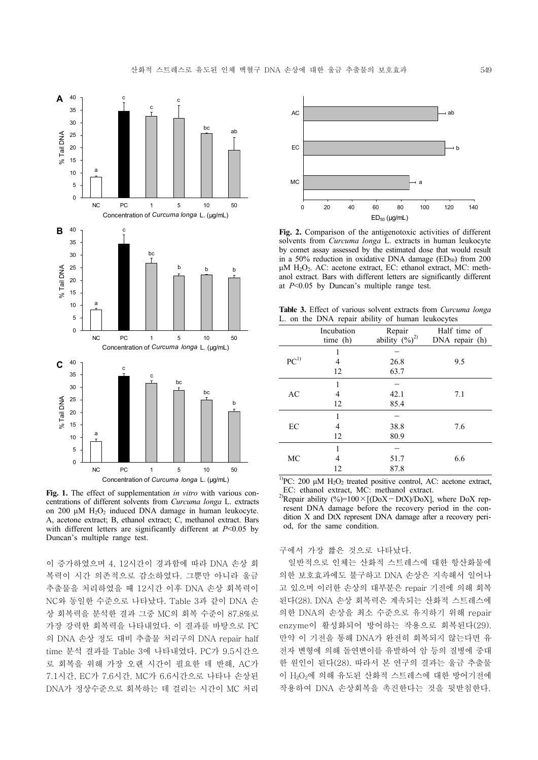**Fig. 1.** The effect of supplementation *in vitro* with various concentrations of different solvents from *Curcuma longa* L. extracts on 200 μM $H_2O_2$ induced DNA damage in human leukocyte. A, acetone extract; B, ethanol extract; C, methanol extract. Bars with different letters are significantly different at $P$<0.05 by Duncan's multiple range test.

**Fig. 2.** Comparison of the antigenotoxic activities of different solvents from *Curcuma longa* L. extracts in human leukocyte by comet assay assessed by the estimated dose that would result in a 50% reduction in oxidative DNA damage ($ED_{50}$) from 200 μM $H_2O_2$. AC: acetone extract, EC: ethanol extract, MC: methanol extract. Bars with different letters are significantly different at $P$<0.05 by Duncan's multiple range test.

**Table 3.** Effect of various solvent extracts from *Curcuma longa* L. on the DNA repair ability of human leukocytes

| | Incubation time (h) | Repair ability (%)[2] | Half time of DNA repair (h) |
|---|---|---|---|
| PC[1] | 1 | − | |
| | 4 | 26.8 | 9.5 |
| | 12 | 63.7 | |
| AC | 1 | − | |
| | 4 | 42.1 | 7.1 |
| | 12 | 85.4 | |
| EC | 1 | − | |
| | 4 | 38.8 | 7.6 |
| | 12 | 80.9 | |
| MC | 1 | − | |
| | 4 | 51.7 | 6.6 |
| | 12 | 87.8 | |

[1]PC: 200 μM $H_2O_2$ treated positive control, AC: acetone extract, EC: ethanol extract, MC: methanol extract.
[2]Repair ability (%)=100×[(DoX−DtX)/DoX], where DoX represent DNA damage before the recovery period in the condition X and DtX represent DNA damage after a recovery period, for the same condition.

이 증가하였으며 4, 12시간이 경과함에 따라 DNA 손상 회복력이 시간 의존적으로 감소하였다. 그뿐만 아니라 울금 추출물을 처리하였을 때 12시간 이후 DNA 손상 회복력이 NC와 동일한 수준으로 나타났다. Table 3과 같이 DNA 손상 회복력을 분석한 결과 그중 MC의 회복 수준이 87.8%로 가장 강력한 회복력을 나타내었다. 이 결과를 바탕으로 PC의 DNA 손상 정도 대비 추출물 처리구의 DNA repair half time 분석 결과를 Table 3에 나타내었다. PC가 9.5시간으로 회복을 위해 가장 오랜 시간이 필요한 데 반해, AC가 7.1시간, EC가 7.6시간, MC가 6.6시간으로 나타나 손상된 DNA가 정상수준으로 회복하는 데 걸리는 시간이 MC 처리구에서 가장 짧은 것으로 나타났다.

일반적으로 인체는 산화적 스트레스에 대한 항산화물에 의한 보호효과에도 불구하고 DNA 손상은 지속해서 일어나고 있으며 이러한 손상의 대부분은 repair 기전에 의해 회복된다(28). DNA 손상 회복력은 계속되는 산화적 스트레스에 의한 DNA의 손상을 최소 수준으로 유지하기 위해 repair enzyme이 활성화되어 방어하는 작용으로 회복된다(29). 만약 이 기전을 통해 DNA가 완전히 회복되지 않는다면 유전자 변형에 의해 돌연변이를 유발하여 암 등의 질병에 중대한 원인이 된다(28). 따라서 본 연구의 결과는 울금 추출물이 $H_2O_2$에 의해 유도된 산화적 스트레스에 대한 방어기전에 작용하여 DNA 손상회복을 촉진한다는 것을 뒷받침한다.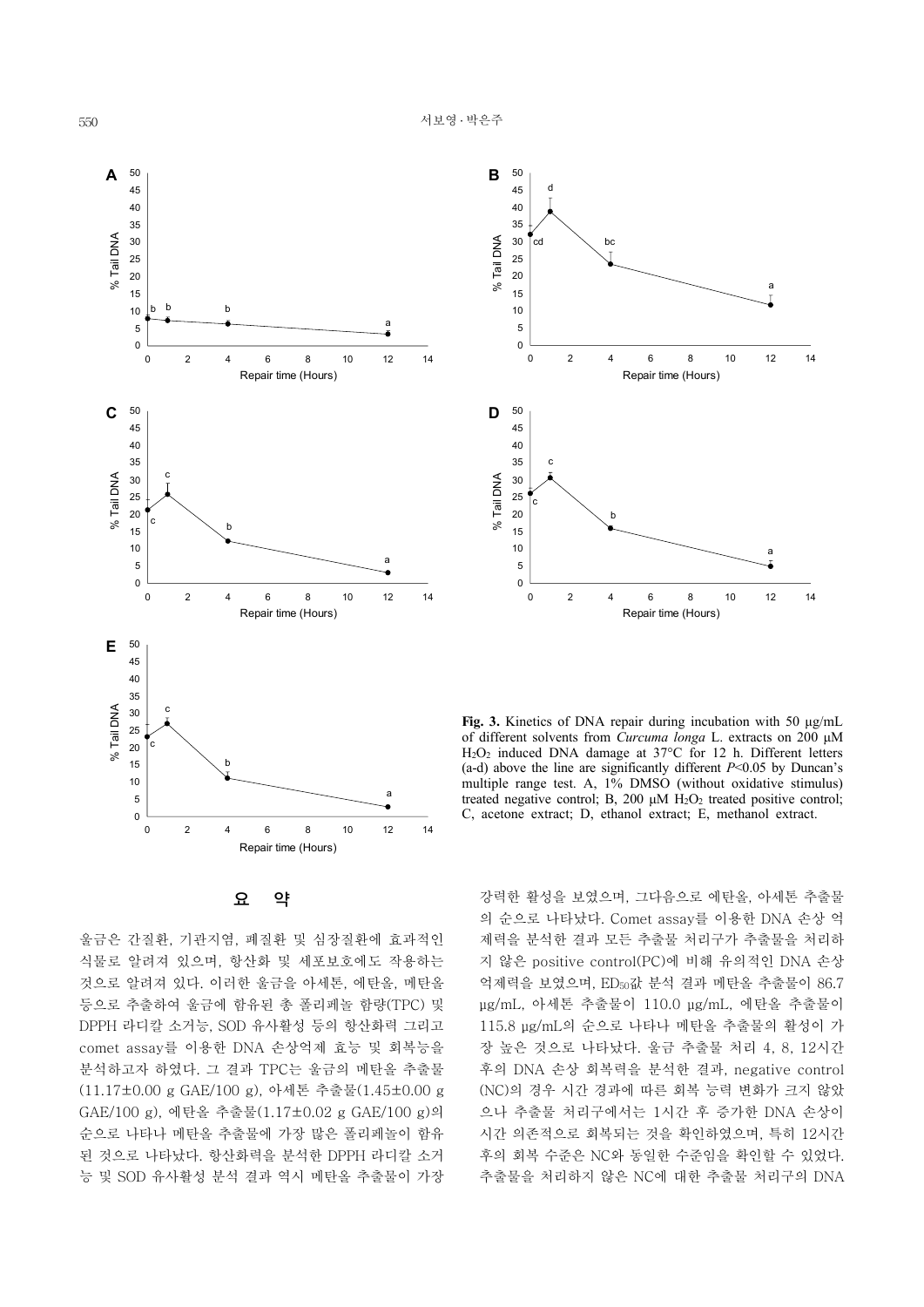**Fig. 3.** Kinetics of DNA repair during incubation with 50 μg/mL of different solvents from *Curcuma longa* L. extracts on 200 μM $H_2O_2$ induced DNA damage at 37°C for 12 h. Different letters (a-d) above the line are significantly different $P<0.05$ by Duncan's multiple range test. A, 1% DMSO (without oxidative stimulus) treated negative control; B, 200 μM $H_2O_2$ treated positive control; C, acetone extract; D, ethanol extract; E, methanol extract.

## 요 약

울금은 간질환, 기관지염, 폐질환 및 심장질환에 효과적인 식물로 알려져 있으며, 항산화 및 세포보호에도 작용하는 것으로 알려져 있다. 이러한 울금을 아세톤, 에탄올, 메탄올 등으로 추출하여 울금에 함유된 총 폴리페놀 함량(TPC) 및 DPPH 라디칼 소거능, SOD 유사활성 등의 항산화력 그리고 comet assay를 이용한 DNA 손상억제 효능 및 회복능을 분석하고자 하였다. 그 결과 TPC는 울금의 메탄올 추출물(11.17±0.00 g GAE/100 g), 아세톤 추출물(1.45±0.00 g GAE/100 g), 에탄올 추출물(1.17±0.02 g GAE/100 g)의 순으로 나타나 메탄올 추출물에 가장 많은 폴리페놀이 함유된 것으로 나타났다. 항산화력을 분석한 DPPH 라디칼 소거능 및 SOD 유사활성 분석 결과 역시 메탄올 추출물이 가장 강력한 활성을 보였으며, 그다음으로 에탄올, 아세톤 추출물의 순으로 나타났다. Comet assay를 이용한 DNA 손상 억제력을 분석한 결과 모든 추출물 처리구가 추출물을 처리하지 않은 positive control(PC)에 비해 유의적인 DNA 손상 억제력을 보였으며, $ED_{50}$값 분석 결과 메탄올 추출물이 86.7 μg/mL, 아세톤 추출물이 110.0 μg/mL, 에탄올 추출물이 115.8 μg/mL의 순으로 나타나 메탄올 추출물의 활성이 가장 높은 것으로 나타났다. 울금 추출물 처리 4, 8, 12시간 후의 DNA 손상 회복력을 분석한 결과, negative control (NC)의 경우 시간 경과에 따른 회복 능력 변화가 크지 않았으나 추출물 처리구에서는 1시간 후 증가한 DNA 손상이 시간 의존적으로 회복되는 것을 확인하였으며, 특히 12시간 후의 회복 수준은 NC와 동일한 수준임을 확인할 수 있었다. 추출물을 처리하지 않은 NC에 대한 추출물 처리구의 DNA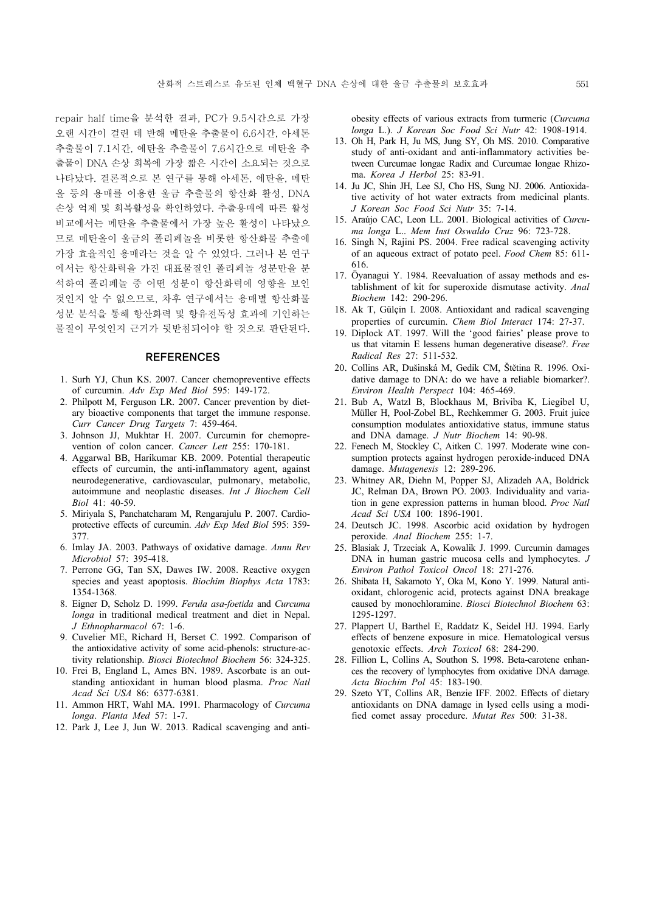repair half time을 분석한 결과, PC가 9.5시간으로 가장 오랜 시간이 걸린 데 반해 메탄올 추출물이 6.6시간, 아세톤 추출물이 7.1시간, 에탄올 추출물이 7.6시간으로 메탄올 추출물이 DNA 손상 회복에 가장 짧은 시간이 소요되는 것으로 나타났다. 결론적으로 본 연구를 통해 아세톤, 에탄올, 메탄올 등의 용매를 이용한 울금 추출물의 항산화 활성, DNA 손상 억제 및 회복활성을 확인하였다. 추출용매에 따른 활성 비교에서는 메탄올 추출물에서 가장 높은 활성이 나타났으므로 메탄올이 울금의 폴리페놀을 비롯한 항산화물 추출에 가장 효율적인 용매라는 것을 알 수 있었다. 그러나 본 연구에서는 항산화력을 가진 대표물질인 폴리페놀 성분만을 분석하여 폴리페놀 중 어떤 성분이 항산화력에 영향을 보인 것인지 알 수 없으므로, 차후 연구에서는 용매별 항산화물 성분 분석을 통해 항산화력 및 항유전독성 효과에 기인하는 물질이 무엇인지 근거가 뒷받침되어야 할 것으로 판단된다.

## REFERENCES

1. Surh YJ, Chun KS. 2007. Cancer chemopreventive effects of curcumin. *Adv Exp Med Biol* 595: 149-172.
2. Philpott M, Ferguson LR. 2007. Cancer prevention by dietary bioactive components that target the immune response. *Curr Cancer Drug Targets* 7: 459-464.
3. Johnson JJ, Mukhtar H. 2007. Curcumin for chemoprevention of colon cancer. *Cancer Lett* 255: 170-181.
4. Aggarwal BB, Harikumar KB. 2009. Potential therapeutic effects of curcumin, the anti-inflammatory agent, against neurodegenerative, cardiovascular, pulmonary, metabolic, autoimmune and neoplastic diseases. *Int J Biochem Cell Biol* 41: 40-59.
5. Miriyala S, Panchatcharam M, Rengarajulu P. 2007. Cardioprotective effects of curcumin. *Adv Exp Med Biol* 595: 359-377.
6. Imlay JA. 2003. Pathways of oxidative damage. *Annu Rev Microbiol* 57: 395-418.
7. Perrone GG, Tan SX, Dawes IW. 2008. Reactive oxygen species and yeast apoptosis. *Biochim Biophys Acta* 1783: 1354-1368.
8. Eigner D, Scholz D. 1999. *Ferula asa-foetida* and *Curcuma longa* in traditional medical treatment and diet in Nepal. *J Ethnopharmacol* 67: 1-6.
9. Cuvelier ME, Richard H, Berset C. 1992. Comparison of the antioxidative activity of some acid-phenols: structure-activity relationship. *Biosci Biotechnol Biochem* 56: 324-325.
10. Frei B, England L, Ames BN. 1989. Ascorbate is an outstanding antioxidant in human blood plasma. *Proc Natl Acad Sci USA* 86: 6377-6381.
11. Ammon HRT, Wahl MA. 1991. Pharmacology of *Curcuma longa*. *Planta Med* 57: 1-7.
12. Park J, Lee J, Jun W. 2013. Radical scavenging and anti-obesity effects of various extracts from turmeric (*Curcuma longa* L.). *J Korean Soc Food Sci Nutr* 42: 1908-1914.
13. Oh H, Park H, Ju MS, Jung SY, Oh MS. 2010. Comparative study of anti-oxidant and anti-inflammatory activities between Curcumae longae Radix and Curcumae longae Rhizoma. *Korea J Herbol* 25: 83-91.
14. Ju JC, Shin JH, Lee SJ, Cho HS, Sung NJ. 2006. Antioxidative activity of hot water extracts from medicinal plants. *J Korean Soc Food Sci Nutr* 35: 7-14.
15. Araújo CAC, Leon LL. 2001. Biological activities of *Curcuma longa* L.. *Mem Inst Oswaldo Cruz* 96: 723-728.
16. Singh N, Rajini PS. 2004. Free radical scavenging activity of an aqueous extract of potato peel. *Food Chem* 85: 611-616.
17. Ōyanagui Y. 1984. Reevaluation of assay methods and establishment of kit for superoxide dismutase activity. *Anal Biochem* 142: 290-296.
18. Ak T, Gülçin I. 2008. Antioxidant and radical scavenging properties of curcumin. *Chem Biol Interact* 174: 27-37.
19. Diplock AT. 1997. Will the 'good fairies' please prove to us that vitamin E lessens human degenerative disease?. *Free Radical Res* 27: 511-532.
20. Collins AR, Dušinská M, Gedik CM, Štětina R. 1996. Oxidative damage to DNA: do we have a reliable biomarker?. *Environ Health Perspect* 104: 465-469.
21. Bub A, Watzl B, Blockhaus M, Briviba K, Liegibel U, Müller H, Pool-Zobel BL, Rechkemmer G. 2003. Fruit juice consumption modulates antioxidative status, immune status and DNA damage. *J Nutr Biochem* 14: 90-98.
22. Fenech M, Stockley C, Aitken C. 1997. Moderate wine consumption protects against hydrogen peroxide-induced DNA damage. *Mutagenesis* 12: 289-296.
23. Whitney AR, Diehn M, Popper SJ, Alizadeh AA, Boldrick JC, Relman DA, Brown PO. 2003. Individuality and variation in gene expression patterns in human blood. *Proc Natl Acad Sci USA* 100: 1896-1901.
24. Deutsch JC. 1998. Ascorbic acid oxidation by hydrogen peroxide. *Anal Biochem* 255: 1-7.
25. Blasiak J, Trzeciak A, Kowalik J. 1999. Curcumin damages DNA in human gastric mucosa cells and lymphocytes. *J Environ Pathol Toxicol Oncol* 18: 271-276.
26. Shibata H, Sakamoto Y, Oka M, Kono Y. 1999. Natural antioxidant, chlorogenic acid, protects against DNA breakage caused by monochloramine. *Biosci Biotechnol Biochem* 63: 1295-1297.
27. Plappert U, Barthel E, Raddatz K, Seidel HJ. 1994. Early effects of benzene exposure in mice. Hematological versus genotoxic effects. *Arch Toxicol* 68: 284-290.
28. Fillion L, Collins A, Southon S. 1998. Beta-carotene enhances the recovery of lymphocytes from oxidative DNA damage. *Acta Biochim Pol* 45: 183-190.
29. Szeto YT, Collins AR, Benzie IFF. 2002. Effects of dietary antioxidants on DNA damage in lysed cells using a modified comet assay procedure. *Mutat Res* 500: 31-38.